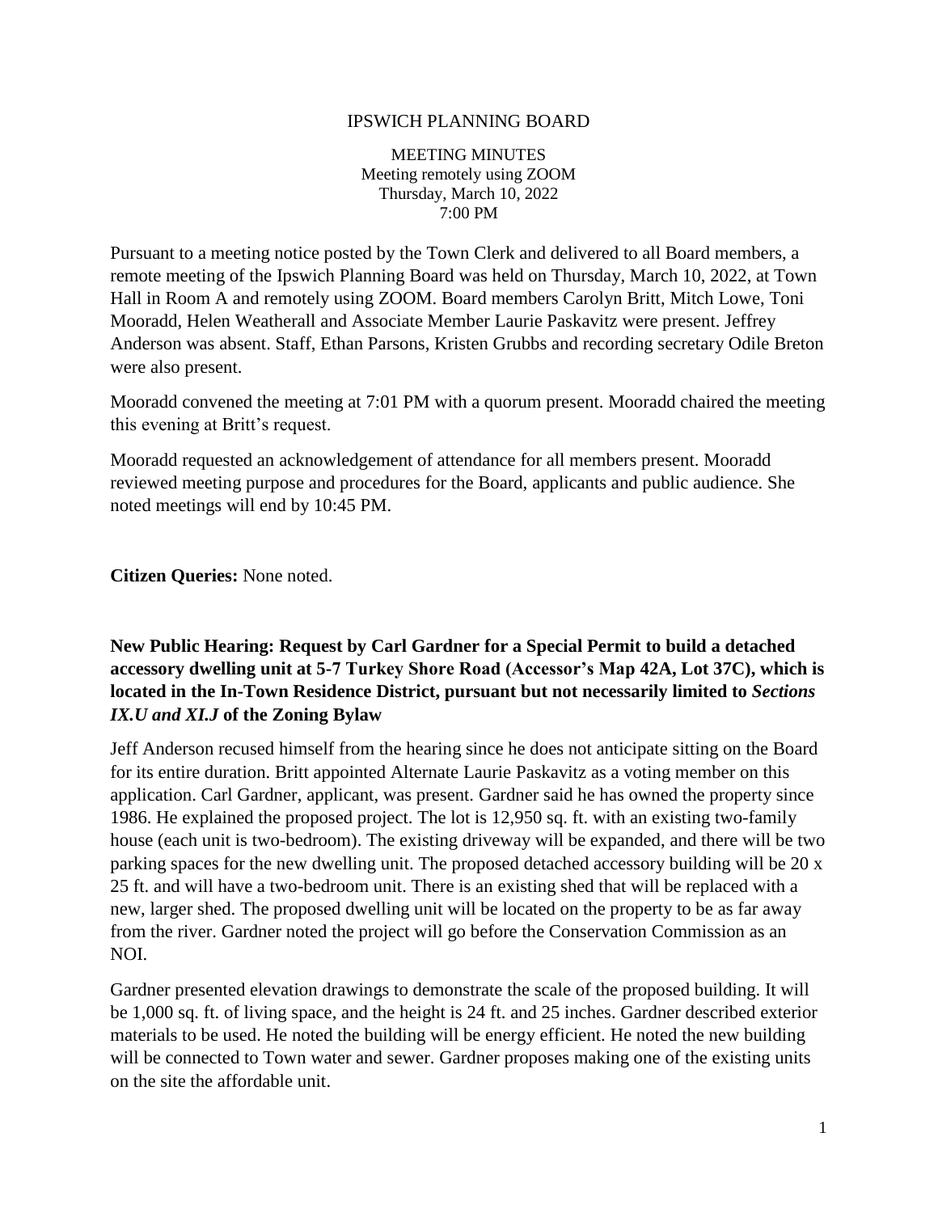# IPSWICH PLANNING BOARD

MEETING MINUTES
Meeting remotely using ZOOM
Thursday, March 10, 2022
7:00 PM

Pursuant to a meeting notice posted by the Town Clerk and delivered to all Board members, a remote meeting of the Ipswich Planning Board was held on Thursday, March 10, 2022, at Town Hall in Room A and remotely using ZOOM. Board members Carolyn Britt, Mitch Lowe, Toni Mooradd, Helen Weatherall and Associate Member Laurie Paskavitz were present. Jeffrey Anderson was absent. Staff, Ethan Parsons, Kristen Grubbs and recording secretary Odile Breton were also present.

Mooradd convened the meeting at 7:01 PM with a quorum present. Mooradd chaired the meeting this evening at Britt's request.

Mooradd requested an acknowledgement of attendance for all members present. Mooradd reviewed meeting purpose and procedures for the Board, applicants and public audience. She noted meetings will end by 10:45 PM.

**Citizen Queries:** None noted.

**New Public Hearing: Request by Carl Gardner for a Special Permit to build a detached accessory dwelling unit at 5-7 Turkey Shore Road (Accessor's Map 42A, Lot 37C), which is located in the In-Town Residence District, pursuant but not necessarily limited to *Sections IX.U and XI.J* of the Zoning Bylaw**

Jeff Anderson recused himself from the hearing since he does not anticipate sitting on the Board for its entire duration. Britt appointed Alternate Laurie Paskavitz as a voting member on this application. Carl Gardner, applicant, was present. Gardner said he has owned the property since 1986. He explained the proposed project. The lot is 12,950 sq. ft. with an existing two-family house (each unit is two-bedroom). The existing driveway will be expanded, and there will be two parking spaces for the new dwelling unit. The proposed detached accessory building will be 20 x 25 ft. and will have a two-bedroom unit. There is an existing shed that will be replaced with a new, larger shed. The proposed dwelling unit will be located on the property to be as far away from the river. Gardner noted the project will go before the Conservation Commission as an NOI.

Gardner presented elevation drawings to demonstrate the scale of the proposed building. It will be 1,000 sq. ft. of living space, and the height is 24 ft. and 25 inches. Gardner described exterior materials to be used. He noted the building will be energy efficient. He noted the new building will be connected to Town water and sewer. Gardner proposes making one of the existing units on the site the affordable unit.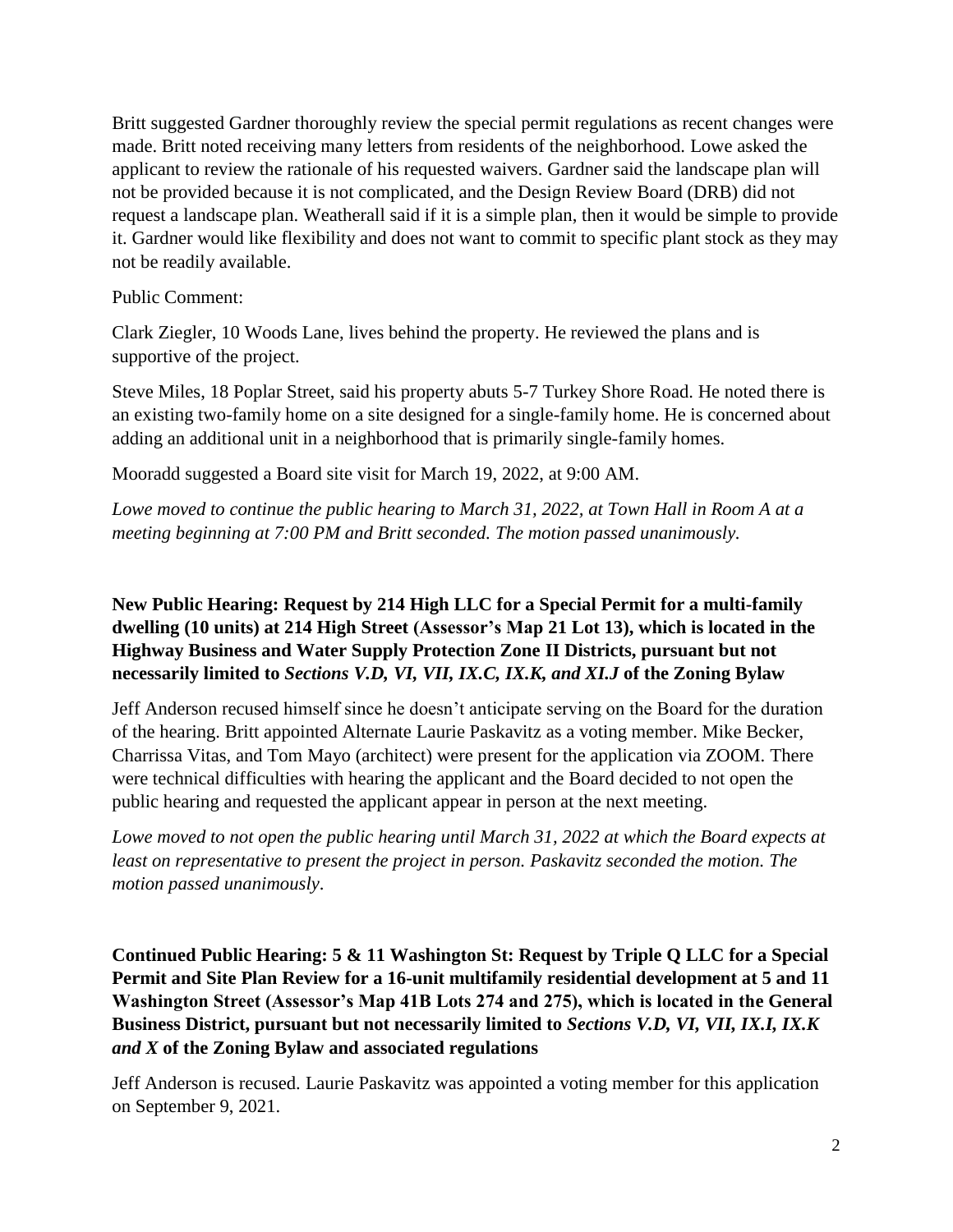Britt suggested Gardner thoroughly review the special permit regulations as recent changes were made. Britt noted receiving many letters from residents of the neighborhood. Lowe asked the applicant to review the rationale of his requested waivers. Gardner said the landscape plan will not be provided because it is not complicated, and the Design Review Board (DRB) did not request a landscape plan. Weatherall said if it is a simple plan, then it would be simple to provide it. Gardner would like flexibility and does not want to commit to specific plant stock as they may not be readily available.

Public Comment:

Clark Ziegler, 10 Woods Lane, lives behind the property. He reviewed the plans and is supportive of the project.

Steve Miles, 18 Poplar Street, said his property abuts 5-7 Turkey Shore Road. He noted there is an existing two-family home on a site designed for a single-family home. He is concerned about adding an additional unit in a neighborhood that is primarily single-family homes.

Mooradd suggested a Board site visit for March 19, 2022, at 9:00 AM.

*Lowe moved to continue the public hearing to March 31, 2022, at Town Hall in Room A at a meeting beginning at 7:00 PM and Britt seconded. The motion passed unanimously.*

**New Public Hearing: Request by 214 High LLC for a Special Permit for a multi-family dwelling (10 units) at 214 High Street (Assessor's Map 21 Lot 13), which is located in the Highway Business and Water Supply Protection Zone II Districts, pursuant but not necessarily limited to *Sections V.D, VI, VII, IX.C, IX.K, and XI.J* of the Zoning Bylaw**

Jeff Anderson recused himself since he doesn't anticipate serving on the Board for the duration of the hearing. Britt appointed Alternate Laurie Paskavitz as a voting member. Mike Becker, Charrissa Vitas, and Tom Mayo (architect) were present for the application via ZOOM. There were technical difficulties with hearing the applicant and the Board decided to not open the public hearing and requested the applicant appear in person at the next meeting.

*Lowe moved to not open the public hearing until March 31, 2022 at which the Board expects at least on representative to present the project in person. Paskavitz seconded the motion. The motion passed unanimously.*

**Continued Public Hearing: 5 & 11 Washington St: Request by Triple Q LLC for a Special Permit and Site Plan Review for a 16-unit multifamily residential development at 5 and 11 Washington Street (Assessor's Map 41B Lots 274 and 275), which is located in the General Business District, pursuant but not necessarily limited to *Sections V.D, VI, VII, IX.I, IX.K and X* of the Zoning Bylaw and associated regulations**

Jeff Anderson is recused. Laurie Paskavitz was appointed a voting member for this application on September 9, 2021.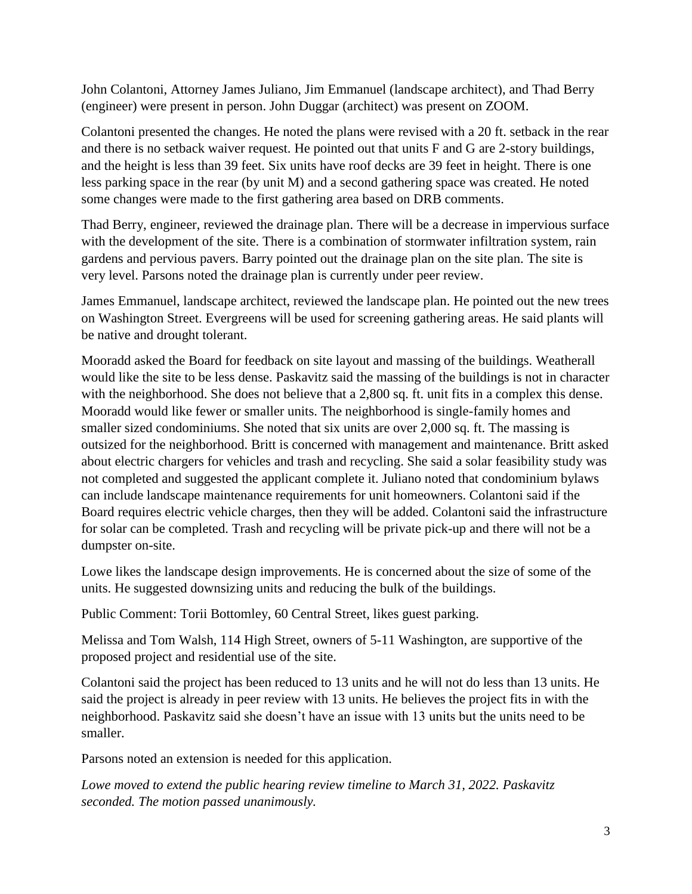John Colantoni, Attorney James Juliano, Jim Emmanuel (landscape architect), and Thad Berry (engineer) were present in person. John Duggar (architect) was present on ZOOM.

Colantoni presented the changes. He noted the plans were revised with a 20 ft. setback in the rear and there is no setback waiver request. He pointed out that units F and G are 2-story buildings, and the height is less than 39 feet. Six units have roof decks are 39 feet in height. There is one less parking space in the rear (by unit M) and a second gathering space was created. He noted some changes were made to the first gathering area based on DRB comments.

Thad Berry, engineer, reviewed the drainage plan. There will be a decrease in impervious surface with the development of the site. There is a combination of stormwater infiltration system, rain gardens and pervious pavers. Barry pointed out the drainage plan on the site plan. The site is very level. Parsons noted the drainage plan is currently under peer review.

James Emmanuel, landscape architect, reviewed the landscape plan. He pointed out the new trees on Washington Street. Evergreens will be used for screening gathering areas. He said plants will be native and drought tolerant.

Mooradd asked the Board for feedback on site layout and massing of the buildings. Weatherall would like the site to be less dense. Paskavitz said the massing of the buildings is not in character with the neighborhood. She does not believe that a 2,800 sq. ft. unit fits in a complex this dense. Mooradd would like fewer or smaller units. The neighborhood is single-family homes and smaller sized condominiums. She noted that six units are over 2,000 sq. ft. The massing is outsized for the neighborhood. Britt is concerned with management and maintenance. Britt asked about electric chargers for vehicles and trash and recycling. She said a solar feasibility study was not completed and suggested the applicant complete it. Juliano noted that condominium bylaws can include landscape maintenance requirements for unit homeowners. Colantoni said if the Board requires electric vehicle charges, then they will be added. Colantoni said the infrastructure for solar can be completed. Trash and recycling will be private pick-up and there will not be a dumpster on-site.

Lowe likes the landscape design improvements. He is concerned about the size of some of the units. He suggested downsizing units and reducing the bulk of the buildings.

Public Comment: Torii Bottomley, 60 Central Street, likes guest parking.

Melissa and Tom Walsh, 114 High Street, owners of 5-11 Washington, are supportive of the proposed project and residential use of the site.

Colantoni said the project has been reduced to 13 units and he will not do less than 13 units. He said the project is already in peer review with 13 units. He believes the project fits in with the neighborhood. Paskavitz said she doesn't have an issue with 13 units but the units need to be smaller.

Parsons noted an extension is needed for this application.

*Lowe moved to extend the public hearing review timeline to March 31, 2022. Paskavitz seconded. The motion passed unanimously.*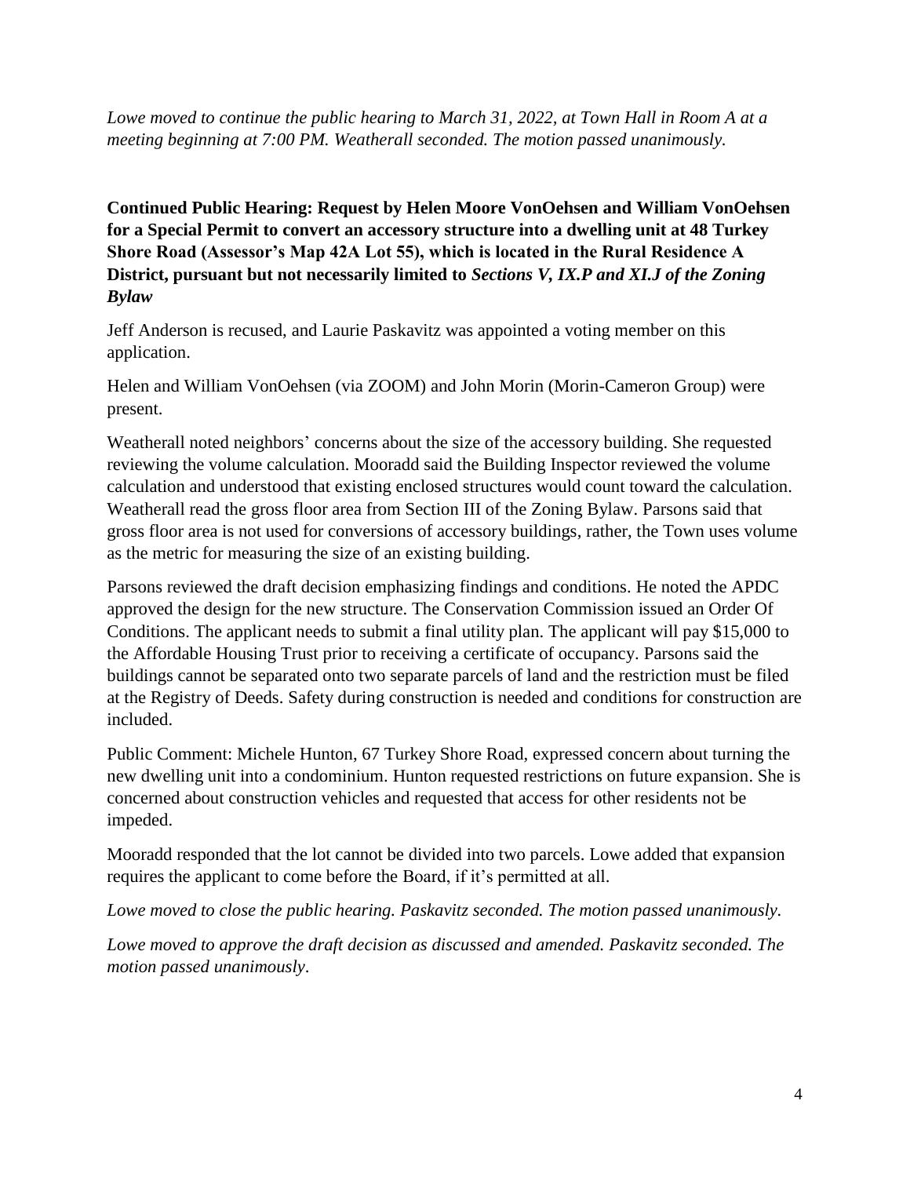*Lowe moved to continue the public hearing to March 31, 2022, at Town Hall in Room A at a meeting beginning at 7:00 PM. Weatherall seconded. The motion passed unanimously.*

**Continued Public Hearing: Request by Helen Moore VonOehsen and William VonOehsen for a Special Permit to convert an accessory structure into a dwelling unit at 48 Turkey Shore Road (Assessor's Map 42A Lot 55), which is located in the Rural Residence A District, pursuant but not necessarily limited to *Sections V, IX.P and XI.J of the Zoning Bylaw***

Jeff Anderson is recused, and Laurie Paskavitz was appointed a voting member on this application.

Helen and William VonOehsen (via ZOOM) and John Morin (Morin-Cameron Group) were present.

Weatherall noted neighbors' concerns about the size of the accessory building. She requested reviewing the volume calculation. Mooradd said the Building Inspector reviewed the volume calculation and understood that existing enclosed structures would count toward the calculation. Weatherall read the gross floor area from Section III of the Zoning Bylaw. Parsons said that gross floor area is not used for conversions of accessory buildings, rather, the Town uses volume as the metric for measuring the size of an existing building.

Parsons reviewed the draft decision emphasizing findings and conditions. He noted the APDC approved the design for the new structure. The Conservation Commission issued an Order Of Conditions. The applicant needs to submit a final utility plan. The applicant will pay $15,000 to the Affordable Housing Trust prior to receiving a certificate of occupancy. Parsons said the buildings cannot be separated onto two separate parcels of land and the restriction must be filed at the Registry of Deeds. Safety during construction is needed and conditions for construction are included.

Public Comment: Michele Hunton, 67 Turkey Shore Road, expressed concern about turning the new dwelling unit into a condominium. Hunton requested restrictions on future expansion. She is concerned about construction vehicles and requested that access for other residents not be impeded.

Mooradd responded that the lot cannot be divided into two parcels. Lowe added that expansion requires the applicant to come before the Board, if it's permitted at all.

*Lowe moved to close the public hearing. Paskavitz seconded. The motion passed unanimously.*

*Lowe moved to approve the draft decision as discussed and amended. Paskavitz seconded. The motion passed unanimously.*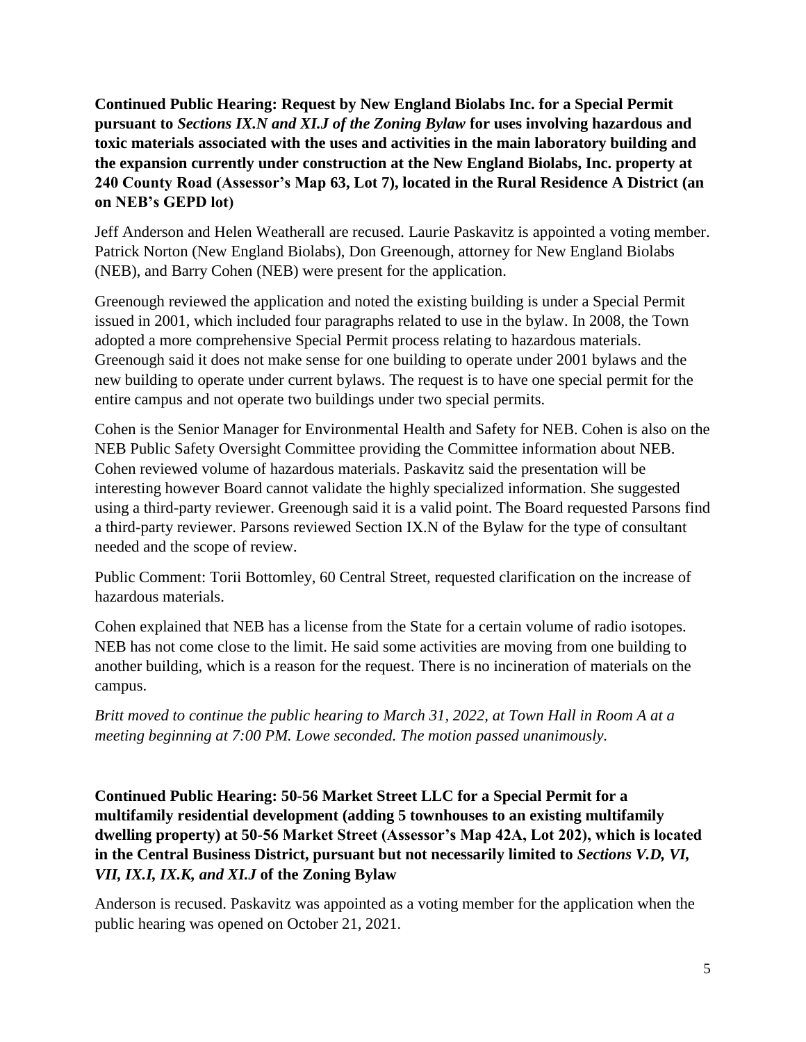**Continued Public Hearing: Request by New England Biolabs Inc. for a Special Permit pursuant to *Sections IX.N and XI.J of the Zoning Bylaw* for uses involving hazardous and toxic materials associated with the uses and activities in the main laboratory building and the expansion currently under construction at the New England Biolabs, Inc. property at 240 County Road (Assessor's Map 63, Lot 7), located in the Rural Residence A District (an on NEB's GEPD lot)**

Jeff Anderson and Helen Weatherall are recused. Laurie Paskavitz is appointed a voting member. Patrick Norton (New England Biolabs), Don Greenough, attorney for New England Biolabs (NEB), and Barry Cohen (NEB) were present for the application.

Greenough reviewed the application and noted the existing building is under a Special Permit issued in 2001, which included four paragraphs related to use in the bylaw. In 2008, the Town adopted a more comprehensive Special Permit process relating to hazardous materials. Greenough said it does not make sense for one building to operate under 2001 bylaws and the new building to operate under current bylaws. The request is to have one special permit for the entire campus and not operate two buildings under two special permits.

Cohen is the Senior Manager for Environmental Health and Safety for NEB. Cohen is also on the NEB Public Safety Oversight Committee providing the Committee information about NEB. Cohen reviewed volume of hazardous materials. Paskavitz said the presentation will be interesting however Board cannot validate the highly specialized information. She suggested using a third-party reviewer. Greenough said it is a valid point. The Board requested Parsons find a third-party reviewer. Parsons reviewed Section IX.N of the Bylaw for the type of consultant needed and the scope of review.

Public Comment: Torii Bottomley, 60 Central Street, requested clarification on the increase of hazardous materials.

Cohen explained that NEB has a license from the State for a certain volume of radio isotopes. NEB has not come close to the limit. He said some activities are moving from one building to another building, which is a reason for the request. There is no incineration of materials on the campus.

*Britt moved to continue the public hearing to March 31, 2022, at Town Hall in Room A at a meeting beginning at 7:00 PM. Lowe seconded. The motion passed unanimously.*

**Continued Public Hearing: 50-56 Market Street LLC for a Special Permit for a multifamily residential development (adding 5 townhouses to an existing multifamily dwelling property) at 50-56 Market Street (Assessor's Map 42A, Lot 202), which is located in the Central Business District, pursuant but not necessarily limited to *Sections V.D, VI, VII, IX.I, IX.K, and XI.J* of the Zoning Bylaw**

Anderson is recused. Paskavitz was appointed as a voting member for the application when the public hearing was opened on October 21, 2021.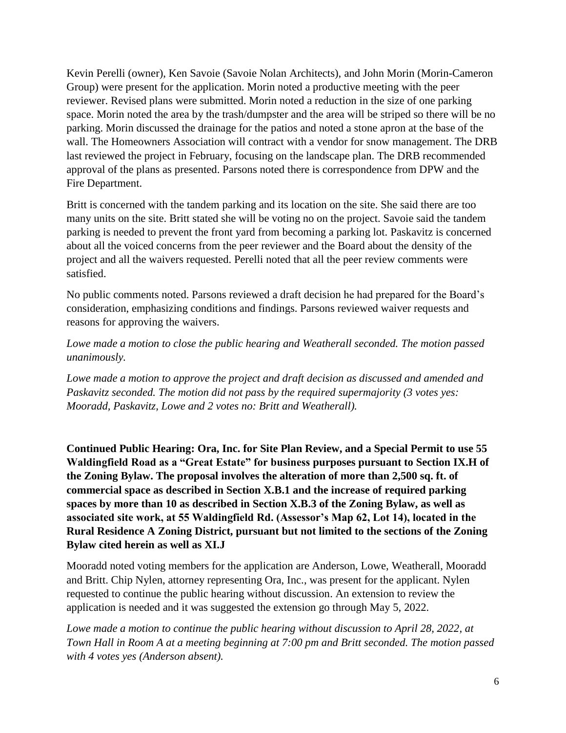Kevin Perelli (owner), Ken Savoie (Savoie Nolan Architects), and John Morin (Morin-Cameron Group) were present for the application. Morin noted a productive meeting with the peer reviewer. Revised plans were submitted. Morin noted a reduction in the size of one parking space. Morin noted the area by the trash/dumpster and the area will be striped so there will be no parking. Morin discussed the drainage for the patios and noted a stone apron at the base of the wall. The Homeowners Association will contract with a vendor for snow management. The DRB last reviewed the project in February, focusing on the landscape plan. The DRB recommended approval of the plans as presented. Parsons noted there is correspondence from DPW and the Fire Department.

Britt is concerned with the tandem parking and its location on the site. She said there are too many units on the site. Britt stated she will be voting no on the project. Savoie said the tandem parking is needed to prevent the front yard from becoming a parking lot. Paskavitz is concerned about all the voiced concerns from the peer reviewer and the Board about the density of the project and all the waivers requested. Perelli noted that all the peer review comments were satisfied.

No public comments noted. Parsons reviewed a draft decision he had prepared for the Board's consideration, emphasizing conditions and findings. Parsons reviewed waiver requests and reasons for approving the waivers.

*Lowe made a motion to close the public hearing and Weatherall seconded. The motion passed unanimously.*

*Lowe made a motion to approve the project and draft decision as discussed and amended and Paskavitz seconded. The motion did not pass by the required supermajority (3 votes yes: Mooradd, Paskavitz, Lowe and 2 votes no: Britt and Weatherall).*

**Continued Public Hearing: Ora, Inc. for Site Plan Review, and a Special Permit to use 55 Waldingfield Road as a "Great Estate" for business purposes pursuant to Section IX.H of the Zoning Bylaw. The proposal involves the alteration of more than 2,500 sq. ft. of commercial space as described in Section X.B.1 and the increase of required parking spaces by more than 10 as described in Section X.B.3 of the Zoning Bylaw, as well as associated site work, at 55 Waldingfield Rd. (Assessor's Map 62, Lot 14), located in the Rural Residence A Zoning District, pursuant but not limited to the sections of the Zoning Bylaw cited herein as well as XI.J**

Mooradd noted voting members for the application are Anderson, Lowe, Weatherall, Mooradd and Britt. Chip Nylen, attorney representing Ora, Inc., was present for the applicant. Nylen requested to continue the public hearing without discussion. An extension to review the application is needed and it was suggested the extension go through May 5, 2022.

*Lowe made a motion to continue the public hearing without discussion to April 28, 2022, at Town Hall in Room A at a meeting beginning at 7:00 pm and Britt seconded. The motion passed with 4 votes yes (Anderson absent).*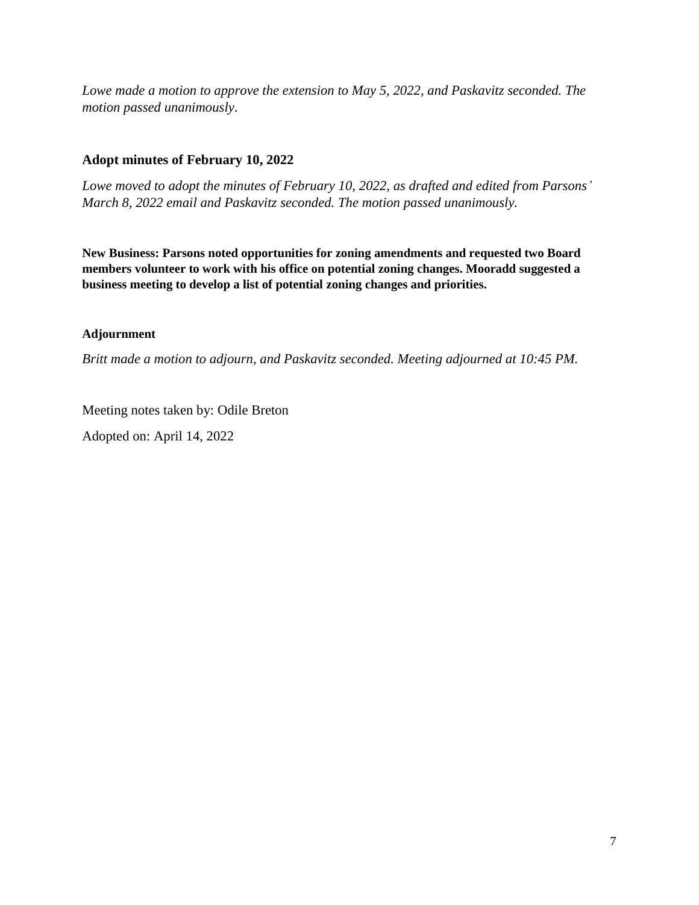*Lowe made a motion to approve the extension to May 5, 2022, and Paskavitz seconded. The motion passed unanimously*.

### Adopt minutes of February 10, 2022

*Lowe moved to adopt the minutes of February 10, 2022, as drafted and edited from Parsons' March 8, 2022 email and Paskavitz seconded. The motion passed unanimously.*

**New Business: Parsons noted opportunities for zoning amendments and requested two Board members volunteer to work with his office on potential zoning changes. Mooradd suggested a business meeting to develop a list of potential zoning changes and priorities.**

**Adjournment**

*Britt made a motion to adjourn, and Paskavitz seconded. Meeting adjourned at 10:45 PM.*

Meeting notes taken by: Odile Breton

Adopted on: April 14, 2022